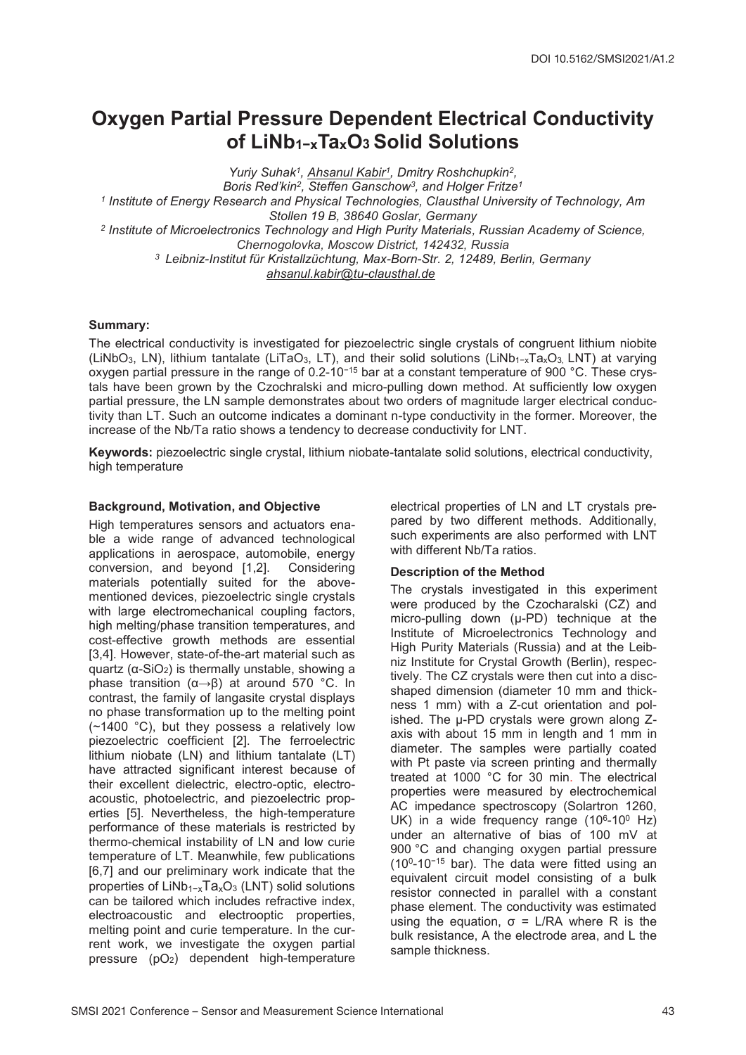DOI 10.5162/SMSI2021/A1.2

# Oxygen Partial Pressure Dependent Electrical Conductivity of $LiNb_{1-x}Ta_xO_3$ Solid Solutions

*Yuriy Suhak[1], Ahsanul Kabir[1], Dmitry Roshchupkin[2], Boris Red'kin[2], Steffen Ganschow[3], and Holger Fritze[1]*

[1] *Institute of Energy Research and Physical Technologies, Clausthal University of Technology, Am Stollen 19 B, 38640 Goslar, Germany*

[2] *Institute of Microelectronics Technology and High Purity Materials, Russian Academy of Science, Chernogolovka, Moscow District, 142432, Russia*

[3] *Leibniz-Institut für Kristallzüchtung, Max-Born-Str. 2, 12489, Berlin, Germany*

*ahsanul.kabir@tu-clausthal.de*

## Summary:

The electrical conductivity is investigated for piezoelectric single crystals of congruent lithium niobite ($LiNbO_3$, LN), lithium tantalate ($LiTaO_3$, LT), and their solid solutions ($LiNb_{1-x}Ta_xO_3$, LNT) at varying oxygen partial pressure in the range of 0.2-$10^{-15}$ bar at a constant temperature of 900 °C. These crystals have been grown by the Czochralski and micro-pulling down method. At sufficiently low oxygen partial pressure, the LN sample demonstrates about two orders of magnitude larger electrical conductivity than LT. Such an outcome indicates a dominant n-type conductivity in the former. Moreover, the increase of the Nb/Ta ratio shows a tendency to decrease conductivity for LNT.

**Keywords:** piezoelectric single crystal, lithium niobate-tantalate solid solutions, electrical conductivity, high temperature

### Background, Motivation, and Objective

High temperatures sensors and actuators enable a wide range of advanced technological applications in aerospace, automobile, energy conversion, and beyond [1,2]. Considering materials potentially suited for the above-mentioned devices, piezoelectric single crystals with large electromechanical coupling factors, high melting/phase transition temperatures, and cost-effective growth methods are essential [3,4]. However, state-of-the-art material such as quartz ($\alpha$-$SiO_2$) is thermally unstable, showing a phase transition ($\alpha \rightarrow \beta$) at around 570 °C. In contrast, the family of langasite crystal displays no phase transformation up to the melting point (~1400 °C), but they possess a relatively low piezoelectric coefficient [2]. The ferroelectric lithium niobate (LN) and lithium tantalate (LT) have attracted significant interest because of their excellent dielectric, electro-optic, electro-acoustic, photoelectric, and piezoelectric properties [5]. Nevertheless, the high-temperature performance of these materials is restricted by thermo-chemical instability of LN and low curie temperature of LT. Meanwhile, few publications [6,7] and our preliminary work indicate that the properties of $LiNb_{1-x}Ta_xO_3$ (LNT) solid solutions can be tailored which includes refractive index, electroacoustic and electrooptic properties, melting point and curie temperature. In the current work, we investigate the oxygen partial pressure ($pO_2$) dependent high-temperature electrical properties of LN and LT crystals prepared by two different methods. Additionally, such experiments are also performed with LNT with different Nb/Ta ratios.

### Description of the Method

The crystals investigated in this experiment were produced by the Czocharalski (CZ) and micro-pulling down (µ-PD) technique at the Institute of Microelectronics Technology and High Purity Materials (Russia) and at the Leibniz Institute for Crystal Growth (Berlin), respectively. The CZ crystals were then cut into a disc-shaped dimension (diameter 10 mm and thickness 1 mm) with a Z-cut orientation and polished. The µ-PD crystals were grown along Z-axis with about 15 mm in length and 1 mm in diameter. The samples were partially coated with Pt paste via screen printing and thermally treated at 1000 °C for 30 min. The electrical properties were measured by electrochemical AC impedance spectroscopy (Solartron 1260, UK) in a wide frequency range ($10^6$-$10^0$ Hz) under an alternative of bias of 100 mV at 900 °C and changing oxygen partial pressure ($10^0$-$10^{-15}$ bar). The data were fitted using an equivalent circuit model consisting of a bulk resistor connected in parallel with a constant phase element. The conductivity was estimated using the equation, $\sigma = L/RA$ where R is the bulk resistance, A the electrode area, and L the sample thickness.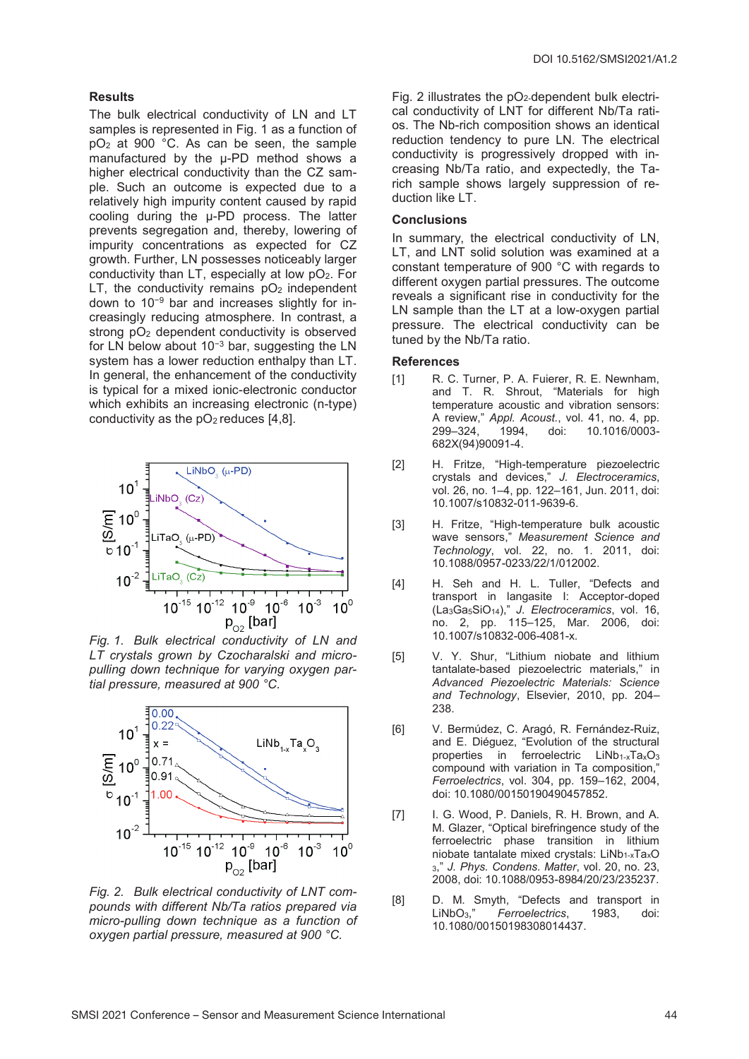## Results

The bulk electrical conductivity of LN and LT samples is represented in Fig. 1 as a function of $pO_2$ at 900 °C. As can be seen, the sample manufactured by the µ-PD method shows a higher electrical conductivity than the CZ sample. Such an outcome is expected due to a relatively high impurity content caused by rapid cooling during the µ-PD process. The latter prevents segregation and, thereby, lowering of impurity concentrations as expected for CZ growth. Further, LN possesses noticeably larger conductivity than LT, especially at low $pO_2$. For LT, the conductivity remains $pO_2$ independent down to $10^{-9}$ bar and increases slightly for increasingly reducing atmosphere. In contrast, a strong $pO_2$ dependent conductivity is observed for LN below about $10^{-3}$ bar, suggesting the LN system has a lower reduction enthalpy than LT. In general, the enhancement of the conductivity is typical for a mixed ionic-electronic conductor which exhibits an increasing electronic (n-type) conductivity as the $pO_2$ reduces [4,8].

10¹
10⁰
10⁻¹
10⁻²
σ [S/m]
LiNbO₃ (µ-PD)
LiNbO₃ (Cz)
LiTaO₃ (µ-PD)
LiTaO₃ (Cz)
10⁻¹⁵ 10⁻¹² 10⁻⁹ 10⁻⁶ 10⁻³ 10⁰
$p_{O2}$ [bar]

*Fig. 1. Bulk electrical conductivity of LN and LT crystals grown by Czocharalski and micro-pulling down technique for varying oxygen partial pressure, measured at 900 °C.*

10¹
10⁰
10⁻¹
10⁻²
σ [S/m]
x =
0.00
0.22
0.71
0.91
1.00
$LiNb_{1-x}Ta_xO_3$
10⁻¹⁵ 10⁻¹² 10⁻⁹ 10⁻⁶ 10⁻³ 10⁰
$p_{O2}$ [bar]

*Fig. 2. Bulk electrical conductivity of LNT compounds with different Nb/Ta ratios prepared via micro-pulling down technique as a function of oxygen partial pressure, measured at 900 °C.*

Fig. 2 illustrates the $pO_2$-dependent bulk electrical conductivity of LNT for different Nb/Ta ratios. The Nb-rich composition shows an identical reduction tendency to pure LN. The electrical conductivity is progressively dropped with increasing Nb/Ta ratio, and expectedly, the Ta-rich sample shows largely suppression of reduction like LT.

## Conclusions

In summary, the electrical conductivity of LN, LT, and LNT solid solution was examined at a constant temperature of 900 °C with regards to different oxygen partial pressures. The outcome reveals a significant rise in conductivity for the LN sample than the LT at a low-oxygen partial pressure. The electrical conductivity can be tuned by the Nb/Ta ratio.

## References

[1] R. C. Turner, P. A. Fuierer, R. E. Newnham, and T. R. Shrout, “Materials for high temperature acoustic and vibration sensors: A review,” *Appl. Acoust.*, vol. 41, no. 4, pp. 299–324, 1994, doi: 10.1016/0003-682X(94)90091-4.

[2] H. Fritze, “High-temperature piezoelectric crystals and devices,” *J. Electroceramics*, vol. 26, no. 1–4, pp. 122–161, Jun. 2011, doi: 10.1007/s10832-011-9639-6.

[3] H. Fritze, “High-temperature bulk acoustic wave sensors,” *Measurement Science and Technology*, vol. 22, no. 1. 2011, doi: 10.1088/0957-0233/22/1/012002.

[4] H. Seh and H. L. Tuller, “Defects and transport in langasite I: Acceptor-doped ($La_3Ga_5SiO_{14}$),” *J. Electroceramics*, vol. 16, no. 2, pp. 115–125, Mar. 2006, doi: 10.1007/s10832-006-4081-x.

[5] V. Y. Shur, “Lithium niobate and lithium tantalate-based piezoelectric materials,” in *Advanced Piezoelectric Materials: Science and Technology*, Elsevier, 2010, pp. 204–238.

[6] V. Bermúdez, C. Aragó, R. Fernández-Ruiz, and E. Diéguez, “Evolution of the structural properties in ferroelectric $LiNb_{1-x}Ta_xO_3$ compound with variation in Ta composition,” *Ferroelectrics*, vol. 304, pp. 159–162, 2004, doi: 10.1080/00150190490457852.

[7] I. G. Wood, P. Daniels, R. H. Brown, and A. M. Glazer, “Optical birefringence study of the ferroelectric phase transition in lithium niobate tantalate mixed crystals: $LiNb_{1-x}Ta_xO_3$,” *J. Phys. Condens. Matter*, vol. 20, no. 23, 2008, doi: 10.1088/0953-8984/20/23/235237.

[8] D. M. Smyth, “Defects and transport in $LiNbO_3$,” *Ferroelectrics*, 1983, doi: 10.1080/00150198308014437.